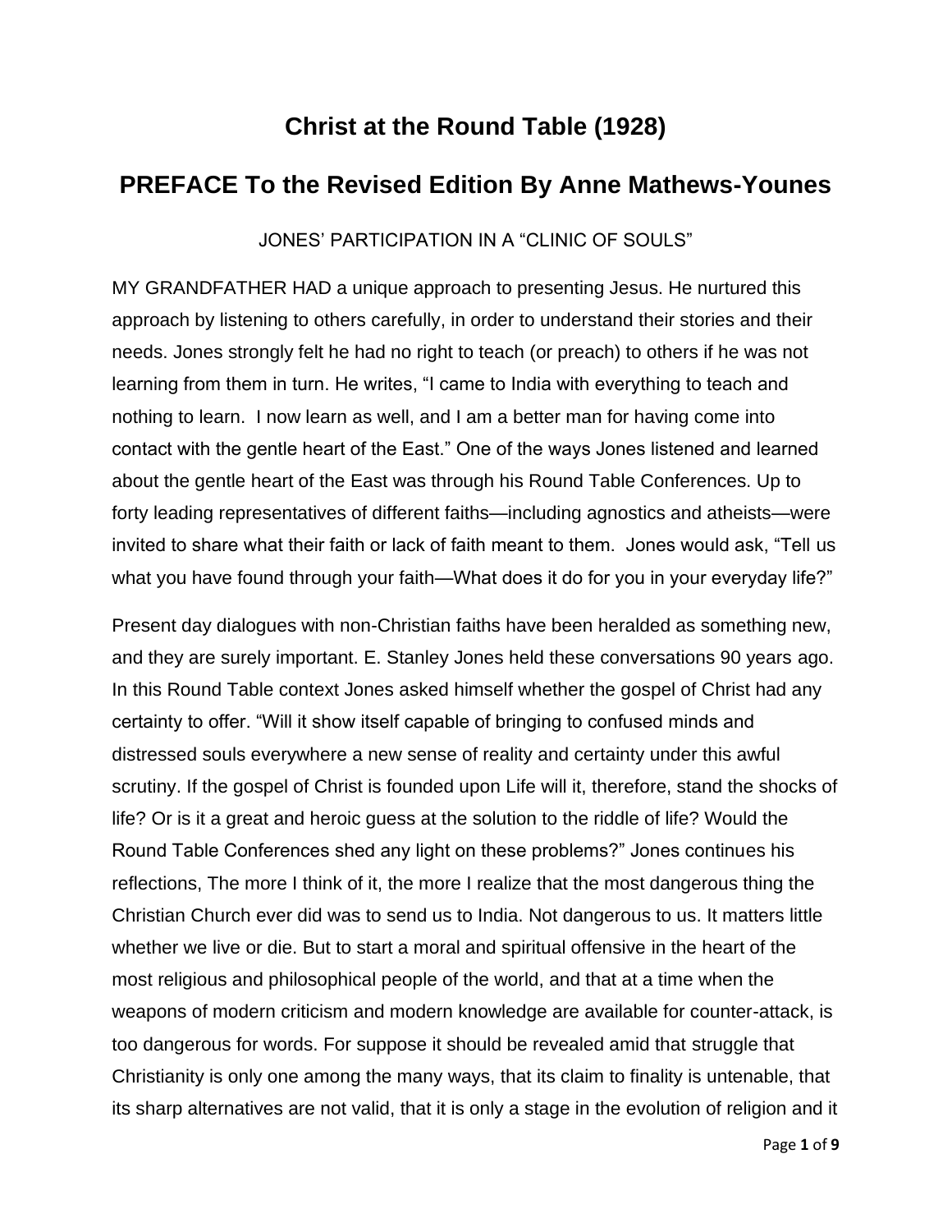# Christ at the Round Table (1928)

## PREFACE To the Revised Edition By Anne Mathews-Younes

JONES' PARTICIPATION IN A "CLINIC OF SOULS"

MY GRANDFATHER HAD a unique approach to presenting Jesus. He nurtured this approach by listening to others carefully, in order to understand their stories and their needs. Jones strongly felt he had no right to teach (or preach) to others if he was not learning from them in turn. He writes, "I came to India with everything to teach and nothing to learn. I now learn as well, and I am a better man for having come into contact with the gentle heart of the East." One of the ways Jones listened and learned about the gentle heart of the East was through his Round Table Conferences. Up to forty leading representatives of different faiths—including agnostics and atheists—were invited to share what their faith or lack of faith meant to them. Jones would ask, "Tell us what you have found through your faith—What does it do for you in your everyday life?"

Present day dialogues with non-Christian faiths have been heralded as something new, and they are surely important. E. Stanley Jones held these conversations 90 years ago. In this Round Table context Jones asked himself whether the gospel of Christ had any certainty to offer. "Will it show itself capable of bringing to confused minds and distressed souls everywhere a new sense of reality and certainty under this awful scrutiny. If the gospel of Christ is founded upon Life will it, therefore, stand the shocks of life? Or is it a great and heroic guess at the solution to the riddle of life? Would the Round Table Conferences shed any light on these problems?" Jones continues his reflections, The more I think of it, the more I realize that the most dangerous thing the Christian Church ever did was to send us to India. Not dangerous to us. It matters little whether we live or die. But to start a moral and spiritual offensive in the heart of the most religious and philosophical people of the world, and that at a time when the weapons of modern criticism and modern knowledge are available for counter-attack, is too dangerous for words. For suppose it should be revealed amid that struggle that Christianity is only one among the many ways, that its claim to finality is untenable, that its sharp alternatives are not valid, that it is only a stage in the evolution of religion and it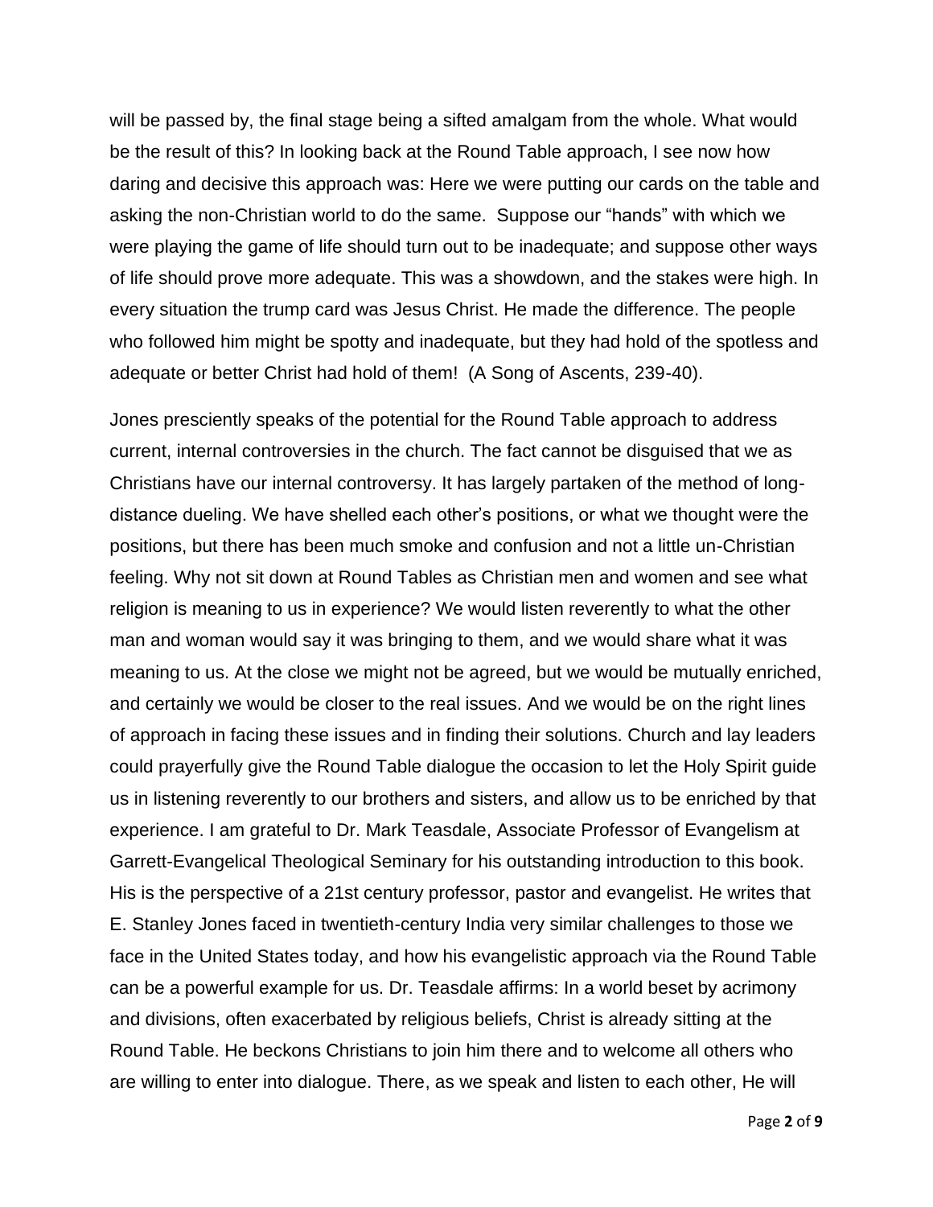will be passed by, the final stage being a sifted amalgam from the whole. What would be the result of this? In looking back at the Round Table approach, I see now how daring and decisive this approach was: Here we were putting our cards on the table and asking the non-Christian world to do the same. Suppose our "hands" with which we were playing the game of life should turn out to be inadequate; and suppose other ways of life should prove more adequate. This was a showdown, and the stakes were high. In every situation the trump card was Jesus Christ. He made the difference. The people who followed him might be spotty and inadequate, but they had hold of the spotless and adequate or better Christ had hold of them! (A Song of Ascents, 239-40).

Jones presciently speaks of the potential for the Round Table approach to address current, internal controversies in the church. The fact cannot be disguised that we as Christians have our internal controversy. It has largely partaken of the method of long-distance dueling. We have shelled each other's positions, or what we thought were the positions, but there has been much smoke and confusion and not a little un-Christian feeling. Why not sit down at Round Tables as Christian men and women and see what religion is meaning to us in experience? We would listen reverently to what the other man and woman would say it was bringing to them, and we would share what it was meaning to us. At the close we might not be agreed, but we would be mutually enriched, and certainly we would be closer to the real issues. And we would be on the right lines of approach in facing these issues and in finding their solutions. Church and lay leaders could prayerfully give the Round Table dialogue the occasion to let the Holy Spirit guide us in listening reverently to our brothers and sisters, and allow us to be enriched by that experience. I am grateful to Dr. Mark Teasdale, Associate Professor of Evangelism at Garrett-Evangelical Theological Seminary for his outstanding introduction to this book. His is the perspective of a 21st century professor, pastor and evangelist. He writes that E. Stanley Jones faced in twentieth-century India very similar challenges to those we face in the United States today, and how his evangelistic approach via the Round Table can be a powerful example for us. Dr. Teasdale affirms: In a world beset by acrimony and divisions, often exacerbated by religious beliefs, Christ is already sitting at the Round Table. He beckons Christians to join him there and to welcome all others who are willing to enter into dialogue. There, as we speak and listen to each other, He will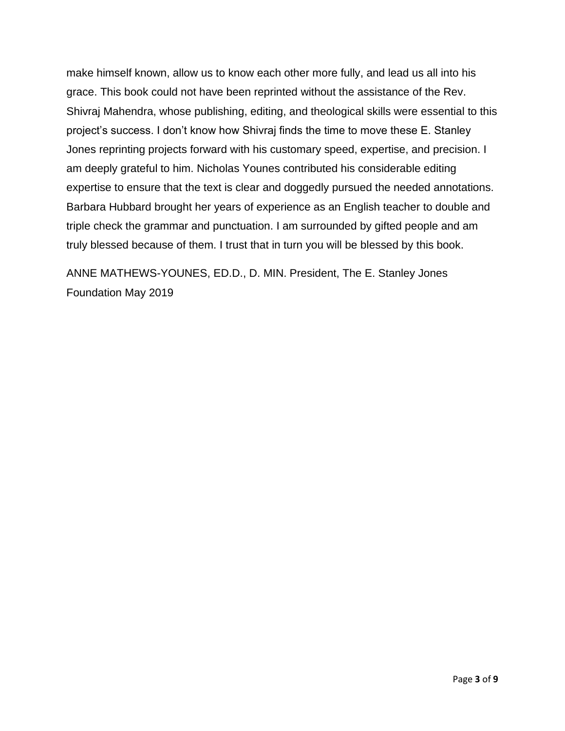make himself known, allow us to know each other more fully, and lead us all into his grace. This book could not have been reprinted without the assistance of the Rev. Shivraj Mahendra, whose publishing, editing, and theological skills were essential to this project's success. I don't know how Shivraj finds the time to move these E. Stanley Jones reprinting projects forward with his customary speed, expertise, and precision. I am deeply grateful to him. Nicholas Younes contributed his considerable editing expertise to ensure that the text is clear and doggedly pursued the needed annotations. Barbara Hubbard brought her years of experience as an English teacher to double and triple check the grammar and punctuation. I am surrounded by gifted people and am truly blessed because of them. I trust that in turn you will be blessed by this book.

ANNE MATHEWS-YOUNES, ED.D., D. MIN. President, The E. Stanley Jones Foundation May 2019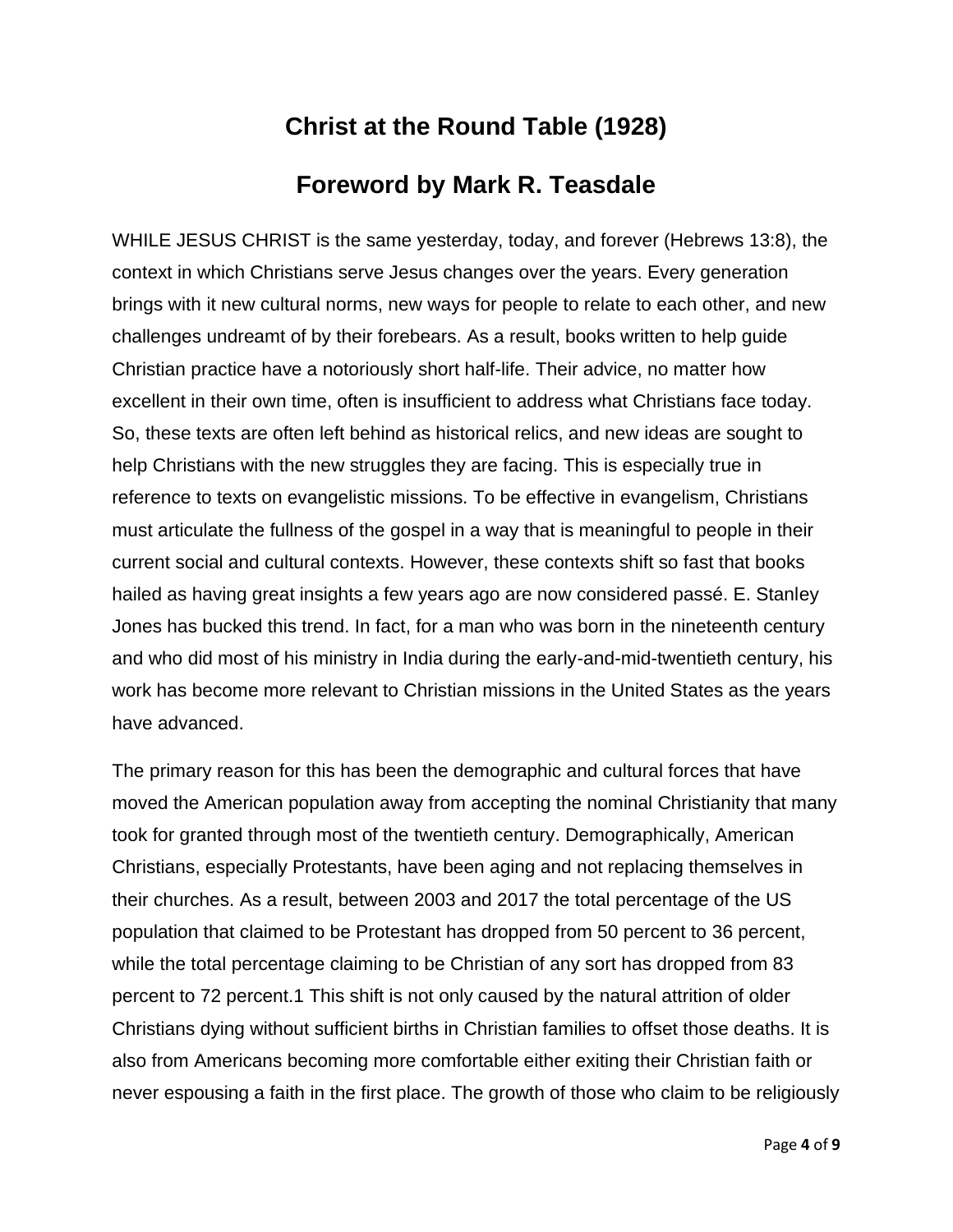# Christ at the Round Table (1928)

## Foreword by Mark R. Teasdale

WHILE JESUS CHRIST is the same yesterday, today, and forever (Hebrews 13:8), the context in which Christians serve Jesus changes over the years. Every generation brings with it new cultural norms, new ways for people to relate to each other, and new challenges undreamt of by their forebears. As a result, books written to help guide Christian practice have a notoriously short half-life. Their advice, no matter how excellent in their own time, often is insufficient to address what Christians face today. So, these texts are often left behind as historical relics, and new ideas are sought to help Christians with the new struggles they are facing. This is especially true in reference to texts on evangelistic missions. To be effective in evangelism, Christians must articulate the fullness of the gospel in a way that is meaningful to people in their current social and cultural contexts. However, these contexts shift so fast that books hailed as having great insights a few years ago are now considered passé. E. Stanley Jones has bucked this trend. In fact, for a man who was born in the nineteenth century and who did most of his ministry in India during the early-and-mid-twentieth century, his work has become more relevant to Christian missions in the United States as the years have advanced.

The primary reason for this has been the demographic and cultural forces that have moved the American population away from accepting the nominal Christianity that many took for granted through most of the twentieth century. Demographically, American Christians, especially Protestants, have been aging and not replacing themselves in their churches. As a result, between 2003 and 2017 the total percentage of the US population that claimed to be Protestant has dropped from 50 percent to 36 percent, while the total percentage claiming to be Christian of any sort has dropped from 83 percent to 72 percent.[1] This shift is not only caused by the natural attrition of older Christians dying without sufficient births in Christian families to offset those deaths. It is also from Americans becoming more comfortable either exiting their Christian faith or never espousing a faith in the first place. The growth of those who claim to be religiously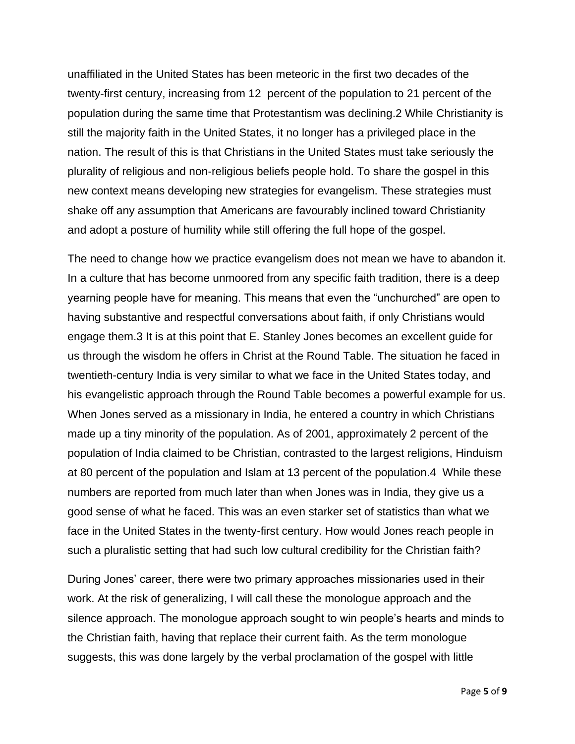unaffiliated in the United States has been meteoric in the first two decades of the twenty-first century, increasing from 12 percent of the population to 21 percent of the population during the same time that Protestantism was declining.[2] While Christianity is still the majority faith in the United States, it no longer has a privileged place in the nation. The result of this is that Christians in the United States must take seriously the plurality of religious and non-religious beliefs people hold. To share the gospel in this new context means developing new strategies for evangelism. These strategies must shake off any assumption that Americans are favourably inclined toward Christianity and adopt a posture of humility while still offering the full hope of the gospel.

The need to change how we practice evangelism does not mean we have to abandon it. In a culture that has become unmoored from any specific faith tradition, there is a deep yearning people have for meaning. This means that even the "unchurched" are open to having substantive and respectful conversations about faith, if only Christians would engage them.[3] It is at this point that E. Stanley Jones becomes an excellent guide for us through the wisdom he offers in Christ at the Round Table. The situation he faced in twentieth-century India is very similar to what we face in the United States today, and his evangelistic approach through the Round Table becomes a powerful example for us. When Jones served as a missionary in India, he entered a country in which Christians made up a tiny minority of the population. As of 2001, approximately 2 percent of the population of India claimed to be Christian, contrasted to the largest religions, Hinduism at 80 percent of the population and Islam at 13 percent of the population.[4] While these numbers are reported from much later than when Jones was in India, they give us a good sense of what he faced. This was an even starker set of statistics than what we face in the United States in the twenty-first century. How would Jones reach people in such a pluralistic setting that had such low cultural credibility for the Christian faith?

During Jones' career, there were two primary approaches missionaries used in their work. At the risk of generalizing, I will call these the monologue approach and the silence approach. The monologue approach sought to win people's hearts and minds to the Christian faith, having that replace their current faith. As the term monologue suggests, this was done largely by the verbal proclamation of the gospel with little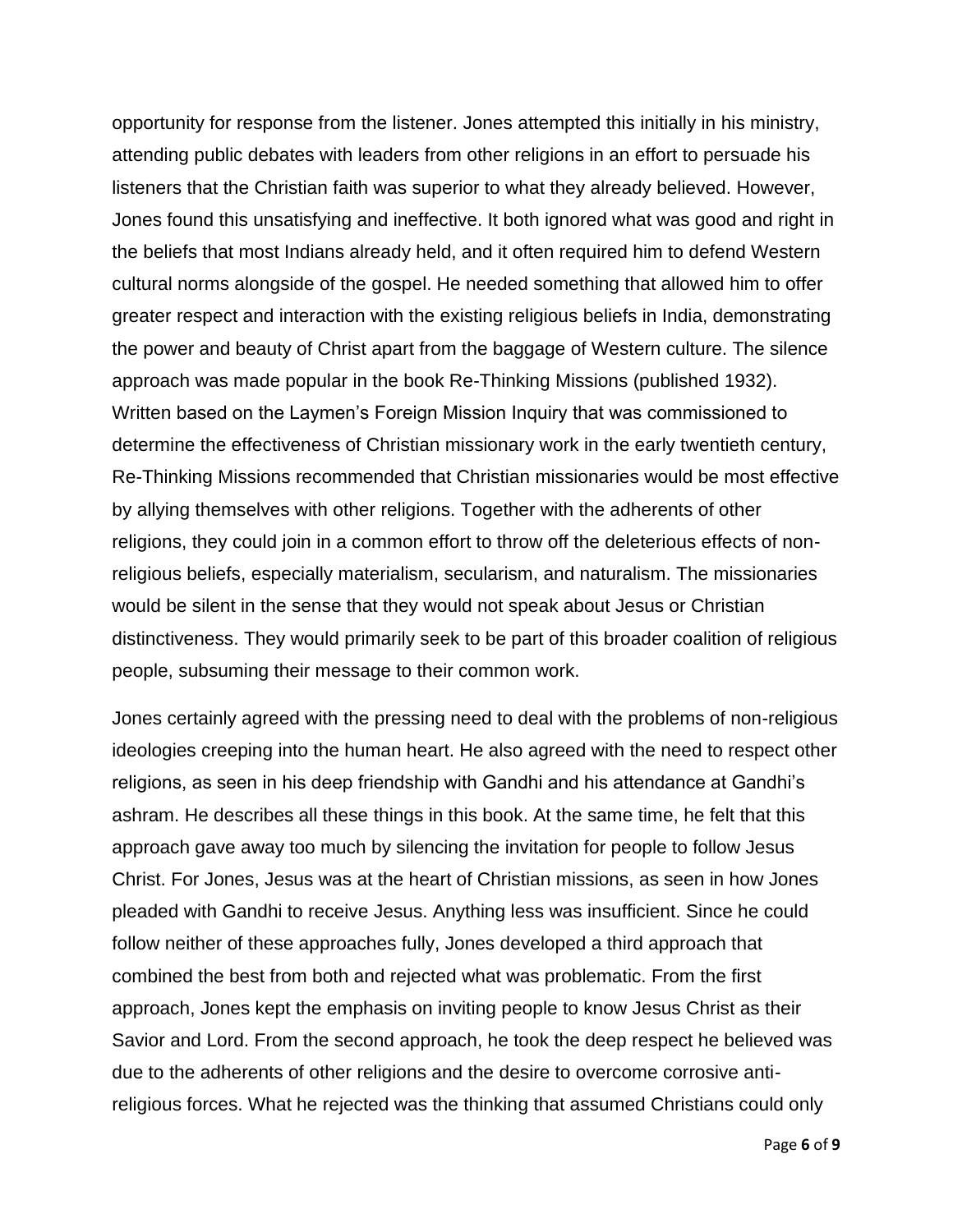opportunity for response from the listener. Jones attempted this initially in his ministry, attending public debates with leaders from other religions in an effort to persuade his listeners that the Christian faith was superior to what they already believed. However, Jones found this unsatisfying and ineffective. It both ignored what was good and right in the beliefs that most Indians already held, and it often required him to defend Western cultural norms alongside of the gospel. He needed something that allowed him to offer greater respect and interaction with the existing religious beliefs in India, demonstrating the power and beauty of Christ apart from the baggage of Western culture. The silence approach was made popular in the book Re-Thinking Missions (published 1932). Written based on the Laymen's Foreign Mission Inquiry that was commissioned to determine the effectiveness of Christian missionary work in the early twentieth century, Re-Thinking Missions recommended that Christian missionaries would be most effective by allying themselves with other religions. Together with the adherents of other religions, they could join in a common effort to throw off the deleterious effects of non-religious beliefs, especially materialism, secularism, and naturalism. The missionaries would be silent in the sense that they would not speak about Jesus or Christian distinctiveness. They would primarily seek to be part of this broader coalition of religious people, subsuming their message to their common work.

Jones certainly agreed with the pressing need to deal with the problems of non-religious ideologies creeping into the human heart. He also agreed with the need to respect other religions, as seen in his deep friendship with Gandhi and his attendance at Gandhi's ashram. He describes all these things in this book. At the same time, he felt that this approach gave away too much by silencing the invitation for people to follow Jesus Christ. For Jones, Jesus was at the heart of Christian missions, as seen in how Jones pleaded with Gandhi to receive Jesus. Anything less was insufficient. Since he could follow neither of these approaches fully, Jones developed a third approach that combined the best from both and rejected what was problematic. From the first approach, Jones kept the emphasis on inviting people to know Jesus Christ as their Savior and Lord. From the second approach, he took the deep respect he believed was due to the adherents of other religions and the desire to overcome corrosive anti-religious forces. What he rejected was the thinking that assumed Christians could only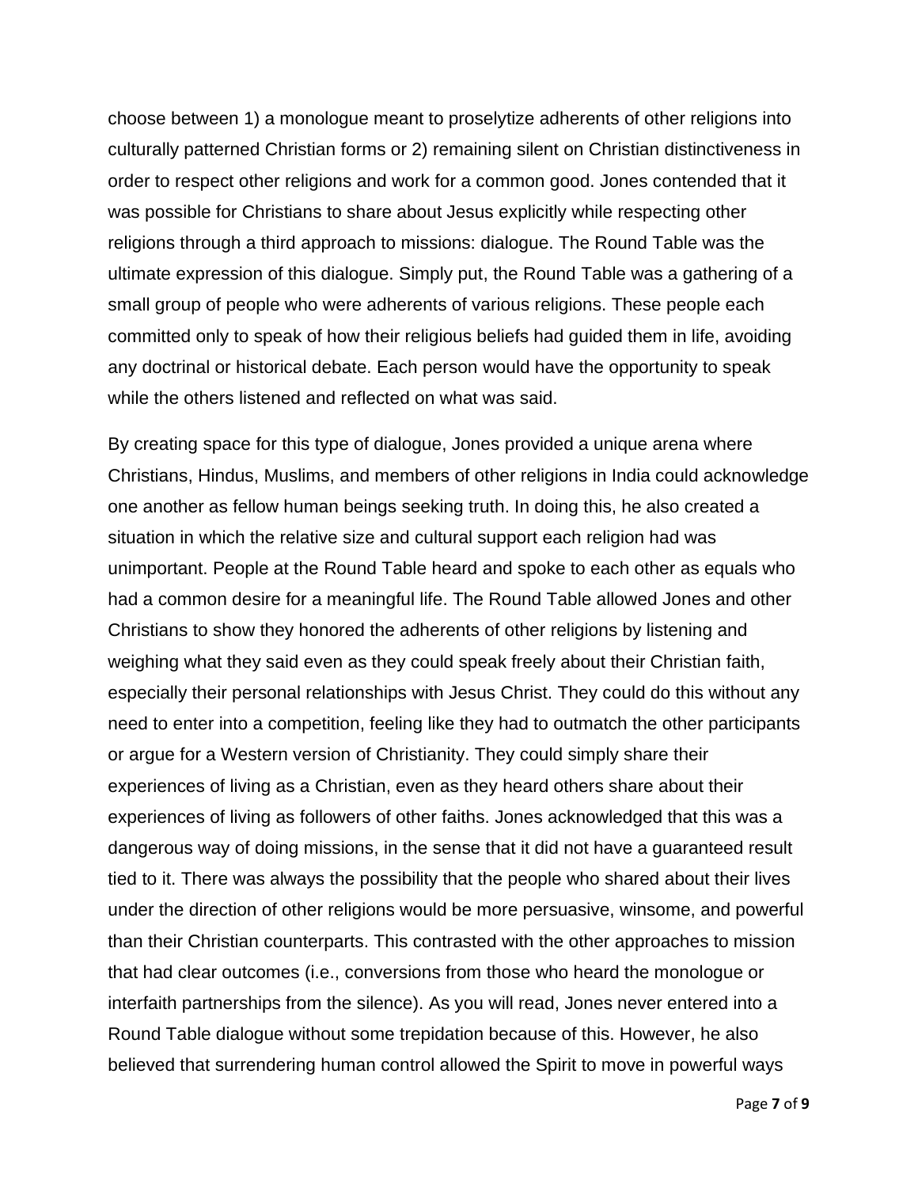choose between 1) a monologue meant to proselytize adherents of other religions into culturally patterned Christian forms or 2) remaining silent on Christian distinctiveness in order to respect other religions and work for a common good. Jones contended that it was possible for Christians to share about Jesus explicitly while respecting other religions through a third approach to missions: dialogue. The Round Table was the ultimate expression of this dialogue. Simply put, the Round Table was a gathering of a small group of people who were adherents of various religions. These people each committed only to speak of how their religious beliefs had guided them in life, avoiding any doctrinal or historical debate. Each person would have the opportunity to speak while the others listened and reflected on what was said.

By creating space for this type of dialogue, Jones provided a unique arena where Christians, Hindus, Muslims, and members of other religions in India could acknowledge one another as fellow human beings seeking truth. In doing this, he also created a situation in which the relative size and cultural support each religion had was unimportant. People at the Round Table heard and spoke to each other as equals who had a common desire for a meaningful life. The Round Table allowed Jones and other Christians to show they honored the adherents of other religions by listening and weighing what they said even as they could speak freely about their Christian faith, especially their personal relationships with Jesus Christ. They could do this without any need to enter into a competition, feeling like they had to outmatch the other participants or argue for a Western version of Christianity. They could simply share their experiences of living as a Christian, even as they heard others share about their experiences of living as followers of other faiths. Jones acknowledged that this was a dangerous way of doing missions, in the sense that it did not have a guaranteed result tied to it. There was always the possibility that the people who shared about their lives under the direction of other religions would be more persuasive, winsome, and powerful than their Christian counterparts. This contrasted with the other approaches to mission that had clear outcomes (i.e., conversions from those who heard the monologue or interfaith partnerships from the silence). As you will read, Jones never entered into a Round Table dialogue without some trepidation because of this. However, he also believed that surrendering human control allowed the Spirit to move in powerful ways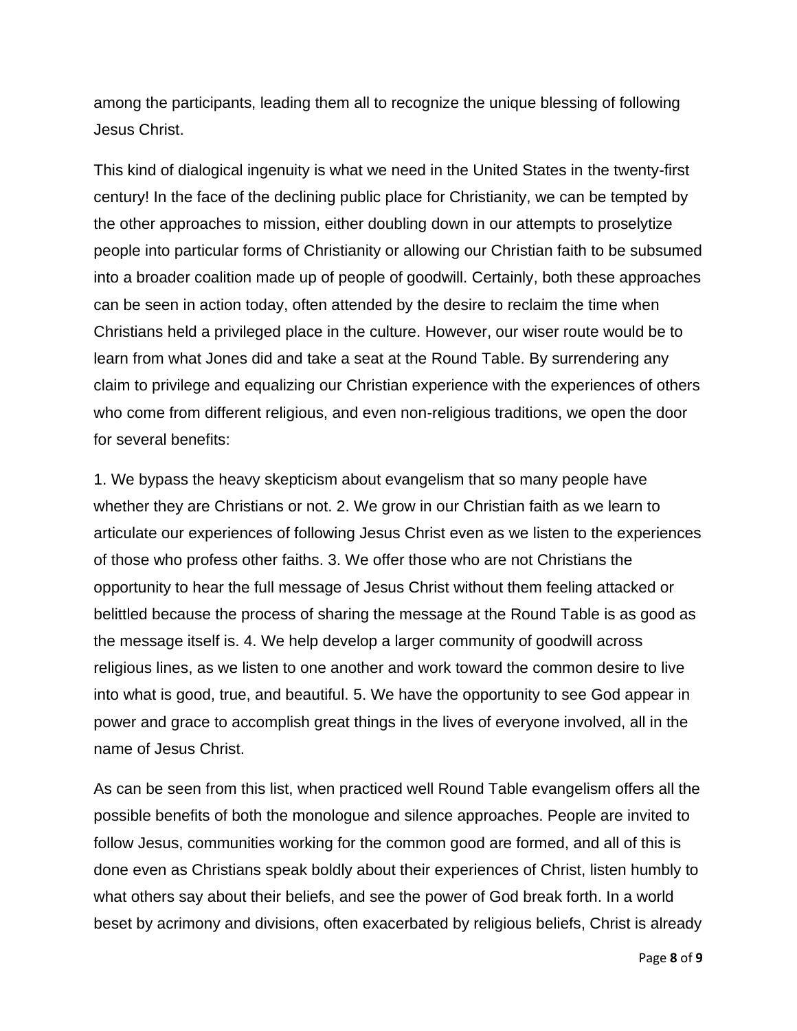among the participants, leading them all to recognize the unique blessing of following Jesus Christ.

This kind of dialogical ingenuity is what we need in the United States in the twenty-first century! In the face of the declining public place for Christianity, we can be tempted by the other approaches to mission, either doubling down in our attempts to proselytize people into particular forms of Christianity or allowing our Christian faith to be subsumed into a broader coalition made up of people of goodwill. Certainly, both these approaches can be seen in action today, often attended by the desire to reclaim the time when Christians held a privileged place in the culture. However, our wiser route would be to learn from what Jones did and take a seat at the Round Table. By surrendering any claim to privilege and equalizing our Christian experience with the experiences of others who come from different religious, and even non-religious traditions, we open the door for several benefits:

1. We bypass the heavy skepticism about evangelism that so many people have whether they are Christians or not. 2. We grow in our Christian faith as we learn to articulate our experiences of following Jesus Christ even as we listen to the experiences of those who profess other faiths. 3. We offer those who are not Christians the opportunity to hear the full message of Jesus Christ without them feeling attacked or belittled because the process of sharing the message at the Round Table is as good as the message itself is. 4. We help develop a larger community of goodwill across religious lines, as we listen to one another and work toward the common desire to live into what is good, true, and beautiful. 5. We have the opportunity to see God appear in power and grace to accomplish great things in the lives of everyone involved, all in the name of Jesus Christ.

As can be seen from this list, when practiced well Round Table evangelism offers all the possible benefits of both the monologue and silence approaches. People are invited to follow Jesus, communities working for the common good are formed, and all of this is done even as Christians speak boldly about their experiences of Christ, listen humbly to what others say about their beliefs, and see the power of God break forth. In a world beset by acrimony and divisions, often exacerbated by religious beliefs, Christ is already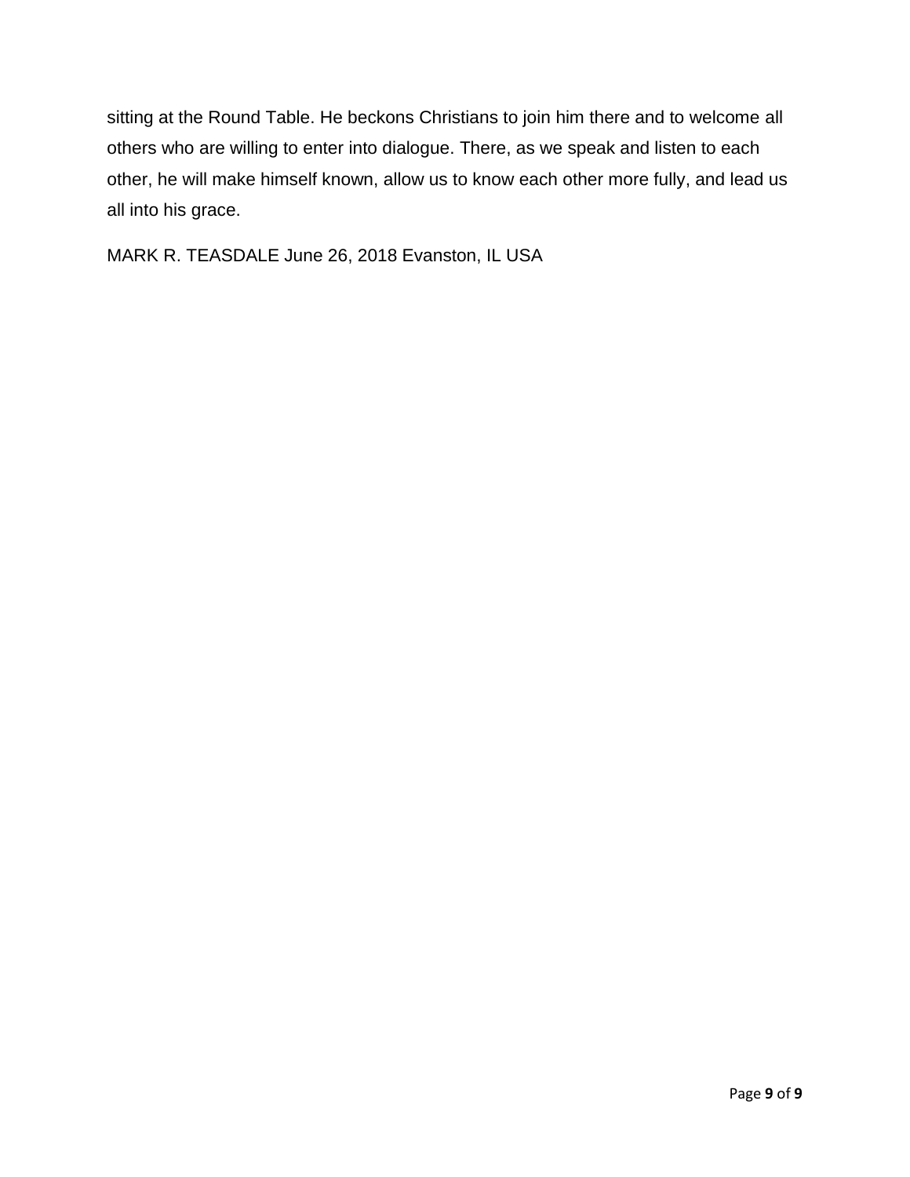sitting at the Round Table. He beckons Christians to join him there and to welcome all others who are willing to enter into dialogue. There, as we speak and listen to each other, he will make himself known, allow us to know each other more fully, and lead us all into his grace.

MARK R. TEASDALE June 26, 2018 Evanston, IL USA